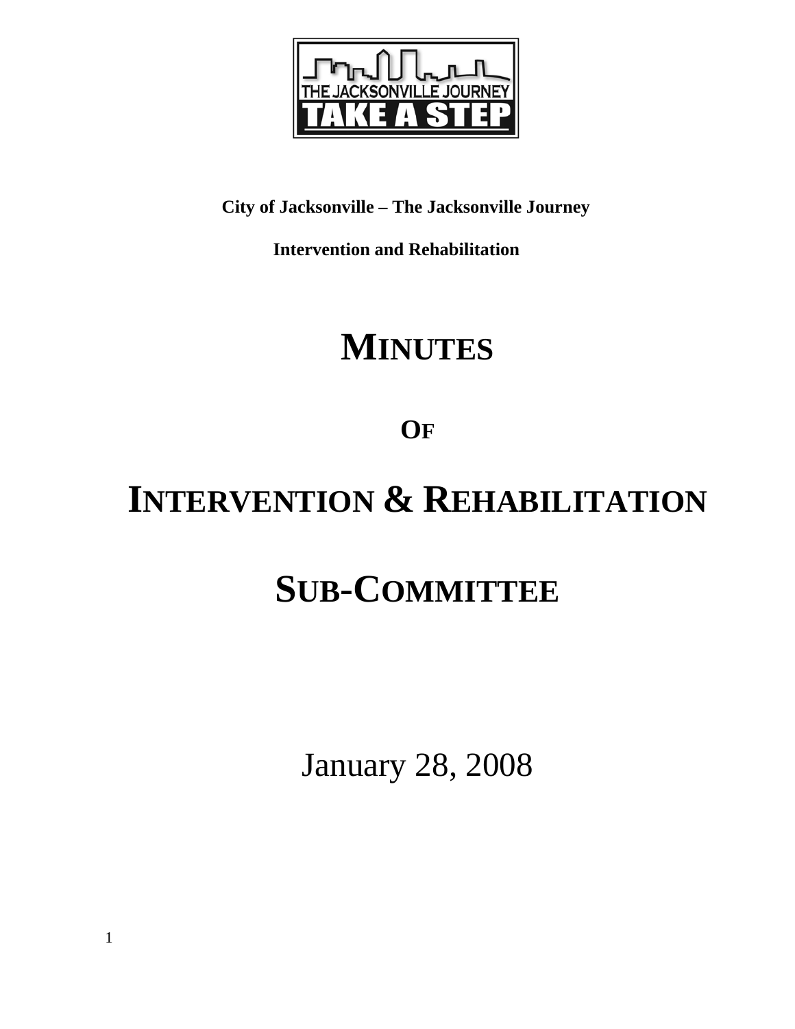**City of Jacksonville – The Jacksonville Journey**

**Intervention and Rehabilitation**

# MINUTES

# OF

# INTERVENTION & REHABILITATION

# SUB-COMMITTEE

January 28, 2008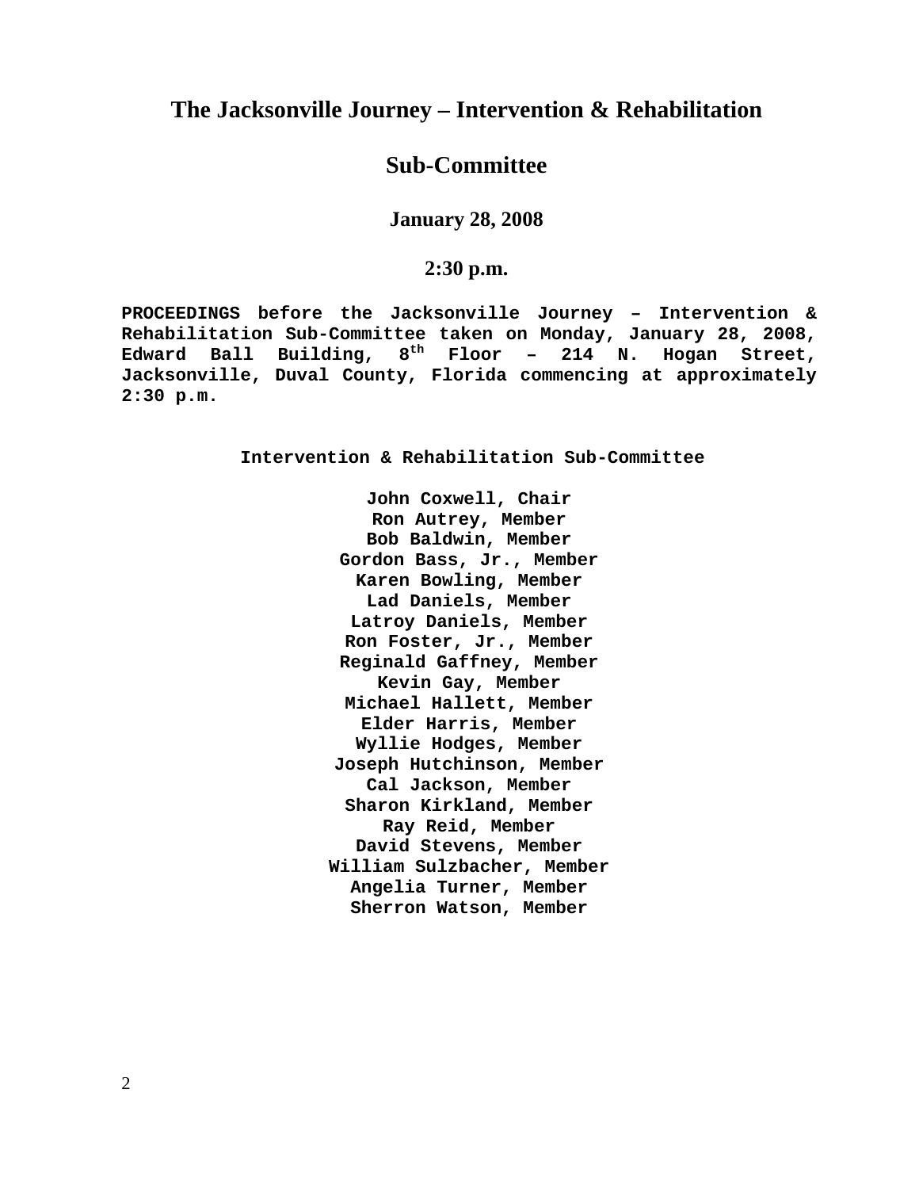# The Jacksonville Journey – Intervention & Rehabilitation

# Sub-Committee

### January 28, 2008

### 2:30 p.m.

**PROCEEDINGS before the Jacksonville Journey – Intervention & Rehabilitation Sub-Committee taken on Monday, January 28, 2008, Edward Ball Building, 8th Floor – 214 N. Hogan Street, Jacksonville, Duval County, Florida commencing at approximately 2:30 p.m.**

**Intervention & Rehabilitation Sub-Committee**

**John Coxwell, Chair**
**Ron Autrey, Member**
**Bob Baldwin, Member**
**Gordon Bass, Jr., Member**
**Karen Bowling, Member**
**Lad Daniels, Member**
**Latroy Daniels, Member**
**Ron Foster, Jr., Member**
**Reginald Gaffney, Member**
**Kevin Gay, Member**
**Michael Hallett, Member**
**Elder Harris, Member**
**Wyllie Hodges, Member**
**Joseph Hutchinson, Member**
**Cal Jackson, Member**
**Sharon Kirkland, Member**
**Ray Reid, Member**
**David Stevens, Member**
**William Sulzbacher, Member**
**Angelia Turner, Member**
**Sherron Watson, Member**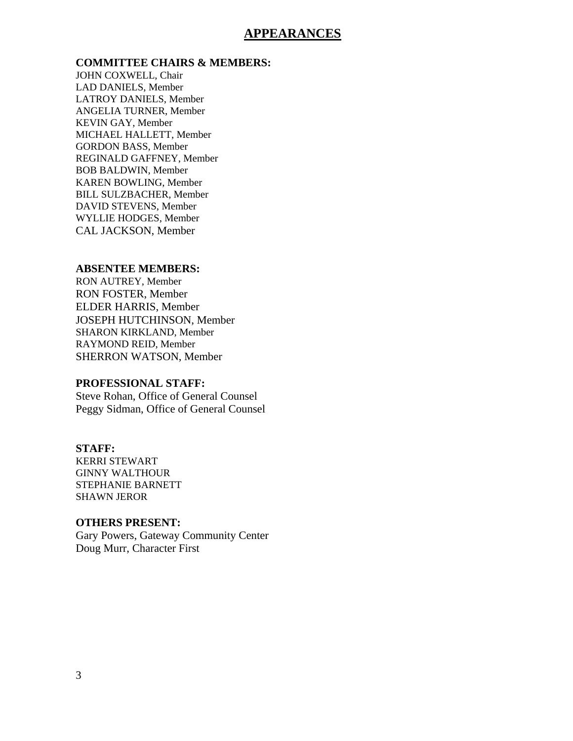# APPEARANCES

**COMMITTEE CHAIRS & MEMBERS:**

JOHN COXWELL, Chair
LAD DANIELS, Member
LATROY DANIELS, Member
ANGELIA TURNER, Member
KEVIN GAY, Member
MICHAEL HALLETT, Member
GORDON BASS, Member
REGINALD GAFFNEY, Member
BOB BALDWIN, Member
KAREN BOWLING, Member
BILL SULZBACHER, Member
DAVID STEVENS, Member
WYLLIE HODGES, Member
CAL JACKSON, Member

**ABSENTEE MEMBERS:**

RON AUTREY, Member
RON FOSTER, Member
ELDER HARRIS, Member
JOSEPH HUTCHINSON, Member
SHARON KIRKLAND, Member
RAYMOND REID, Member
SHERRON WATSON, Member

**PROFESSIONAL STAFF:**

Steve Rohan, Office of General Counsel
Peggy Sidman, Office of General Counsel

**STAFF:**

KERRI STEWART
GINNY WALTHOUR
STEPHANIE BARNETT
SHAWN JEROR

**OTHERS PRESENT:**

Gary Powers, Gateway Community Center
Doug Murr, Character First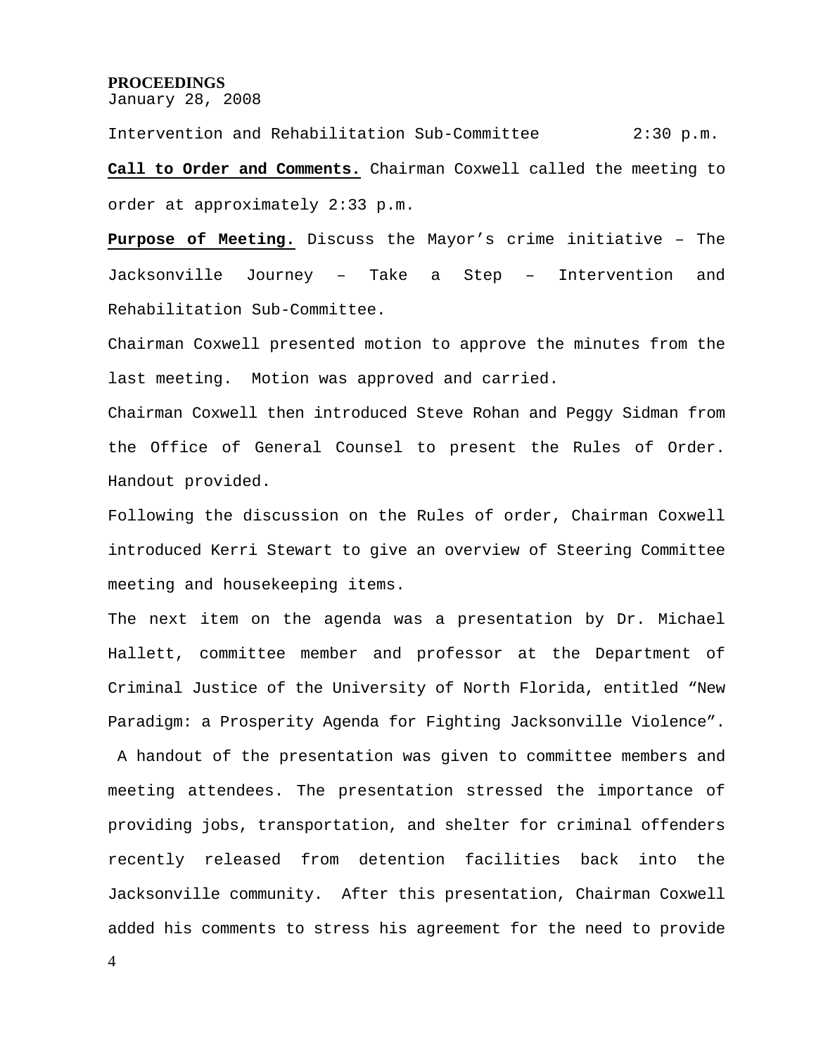**PROCEEDINGS**
January 28, 2008

Intervention and Rehabilitation Sub-Committee 2:30 p.m.

**Call to Order and Comments.** Chairman Coxwell called the meeting to order at approximately 2:33 p.m.

**Purpose of Meeting.** Discuss the Mayor's crime initiative – The Jacksonville Journey – Take a Step – Intervention and Rehabilitation Sub-Committee.

Chairman Coxwell presented motion to approve the minutes from the last meeting. Motion was approved and carried.

Chairman Coxwell then introduced Steve Rohan and Peggy Sidman from the Office of General Counsel to present the Rules of Order. Handout provided.

Following the discussion on the Rules of order, Chairman Coxwell introduced Kerri Stewart to give an overview of Steering Committee meeting and housekeeping items.

The next item on the agenda was a presentation by Dr. Michael Hallett, committee member and professor at the Department of Criminal Justice of the University of North Florida, entitled "New Paradigm: a Prosperity Agenda for Fighting Jacksonville Violence". A handout of the presentation was given to committee members and meeting attendees. The presentation stressed the importance of providing jobs, transportation, and shelter for criminal offenders recently released from detention facilities back into the Jacksonville community. After this presentation, Chairman Coxwell added his comments to stress his agreement for the need to provide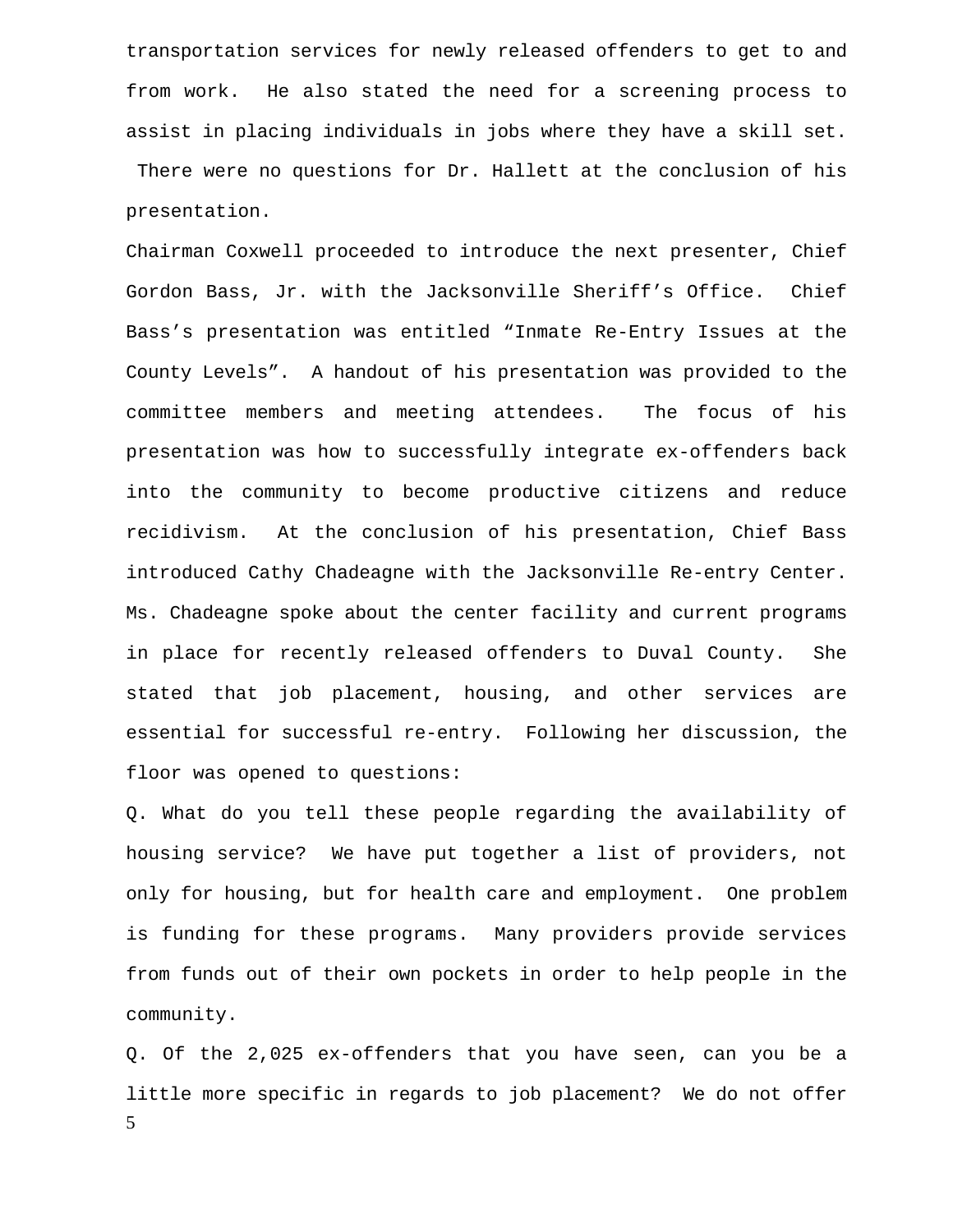transportation services for newly released offenders to get to and from work. He also stated the need for a screening process to assist in placing individuals in jobs where they have a skill set. There were no questions for Dr. Hallett at the conclusion of his presentation.

Chairman Coxwell proceeded to introduce the next presenter, Chief Gordon Bass, Jr. with the Jacksonville Sheriff's Office. Chief Bass's presentation was entitled "Inmate Re-Entry Issues at the County Levels". A handout of his presentation was provided to the committee members and meeting attendees. The focus of his presentation was how to successfully integrate ex-offenders back into the community to become productive citizens and reduce recidivism. At the conclusion of his presentation, Chief Bass introduced Cathy Chadeagne with the Jacksonville Re-entry Center. Ms. Chadeagne spoke about the center facility and current programs in place for recently released offenders to Duval County. She stated that job placement, housing, and other services are essential for successful re-entry. Following her discussion, the floor was opened to questions:

Q. What do you tell these people regarding the availability of housing service? We have put together a list of providers, not only for housing, but for health care and employment. One problem is funding for these programs. Many providers provide services from funds out of their own pockets in order to help people in the community.

Q. Of the 2,025 ex-offenders that you have seen, can you be a little more specific in regards to job placement? We do not offer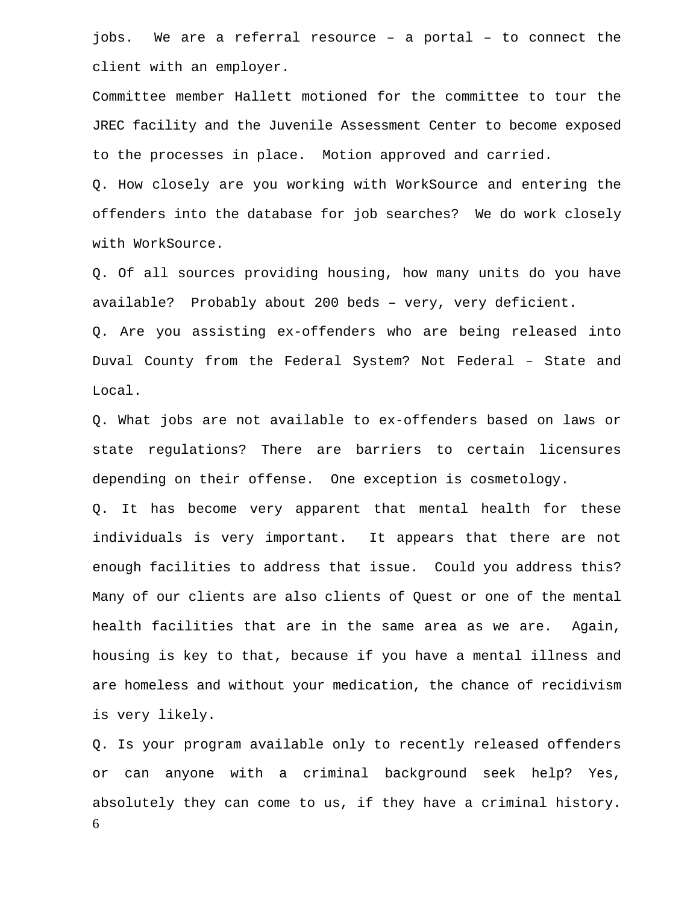jobs. We are a referral resource – a portal – to connect the client with an employer.

Committee member Hallett motioned for the committee to tour the JREC facility and the Juvenile Assessment Center to become exposed to the processes in place. Motion approved and carried.

Q. How closely are you working with WorkSource and entering the offenders into the database for job searches? We do work closely with WorkSource.

Q. Of all sources providing housing, how many units do you have available? Probably about 200 beds – very, very deficient.

Q. Are you assisting ex-offenders who are being released into Duval County from the Federal System? Not Federal – State and Local.

Q. What jobs are not available to ex-offenders based on laws or state regulations? There are barriers to certain licensures depending on their offense. One exception is cosmetology.

Q. It has become very apparent that mental health for these individuals is very important. It appears that there are not enough facilities to address that issue. Could you address this? Many of our clients are also clients of Quest or one of the mental health facilities that are in the same area as we are. Again, housing is key to that, because if you have a mental illness and are homeless and without your medication, the chance of recidivism is very likely.

Q. Is your program available only to recently released offenders or can anyone with a criminal background seek help? Yes, absolutely they can come to us, if they have a criminal history.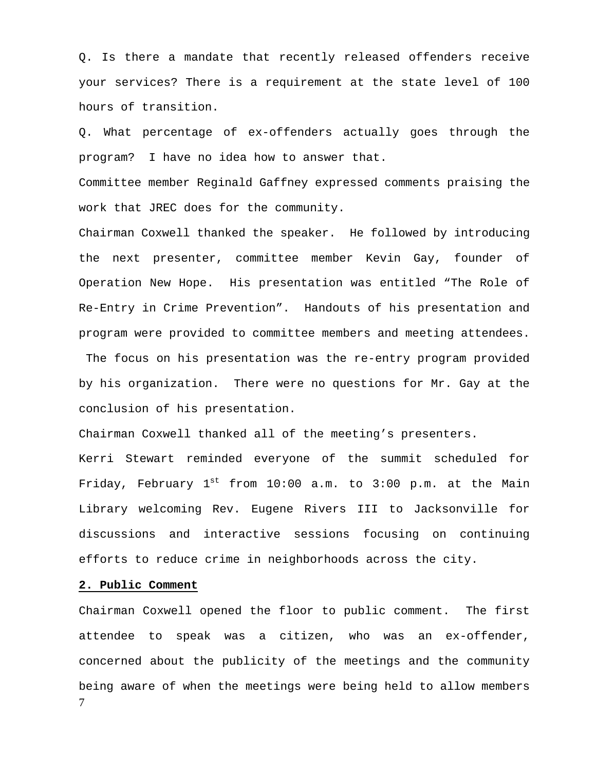Q. Is there a mandate that recently released offenders receive your services? There is a requirement at the state level of 100 hours of transition.

Q. What percentage of ex-offenders actually goes through the program? I have no idea how to answer that.

Committee member Reginald Gaffney expressed comments praising the work that JREC does for the community.

Chairman Coxwell thanked the speaker. He followed by introducing the next presenter, committee member Kevin Gay, founder of Operation New Hope. His presentation was entitled "The Role of Re-Entry in Crime Prevention". Handouts of his presentation and program were provided to committee members and meeting attendees. The focus on his presentation was the re-entry program provided by his organization. There were no questions for Mr. Gay at the conclusion of his presentation.

Chairman Coxwell thanked all of the meeting's presenters.

Kerri Stewart reminded everyone of the summit scheduled for Friday, February 1st from 10:00 a.m. to 3:00 p.m. at the Main Library welcoming Rev. Eugene Rivers III to Jacksonville for discussions and interactive sessions focusing on continuing efforts to reduce crime in neighborhoods across the city.

**2. Public Comment**

Chairman Coxwell opened the floor to public comment. The first attendee to speak was a citizen, who was an ex-offender, concerned about the publicity of the meetings and the community being aware of when the meetings were being held to allow members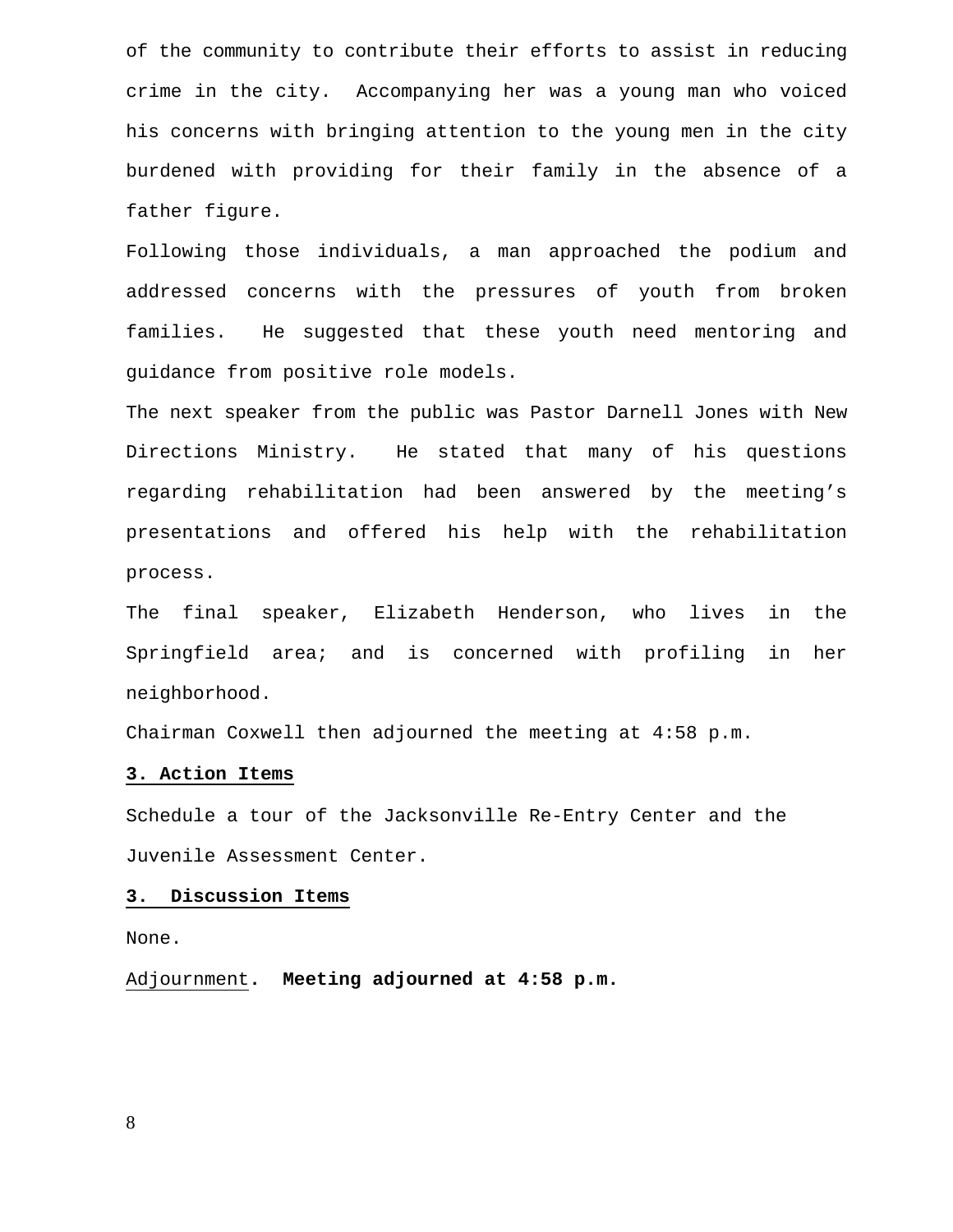of the community to contribute their efforts to assist in reducing crime in the city. Accompanying her was a young man who voiced his concerns with bringing attention to the young men in the city burdened with providing for their family in the absence of a father figure.

Following those individuals, a man approached the podium and addressed concerns with the pressures of youth from broken families. He suggested that these youth need mentoring and guidance from positive role models.

The next speaker from the public was Pastor Darnell Jones with New Directions Ministry. He stated that many of his questions regarding rehabilitation had been answered by the meeting's presentations and offered his help with the rehabilitation process.

The final speaker, Elizabeth Henderson, who lives in the Springfield area; and is concerned with profiling in her neighborhood.

Chairman Coxwell then adjourned the meeting at 4:58 p.m.

**3. Action Items**

Schedule a tour of the Jacksonville Re-Entry Center and the Juvenile Assessment Center.

**3. Discussion Items**

None.

Adjournment. **Meeting adjourned at 4:58 p.m.**